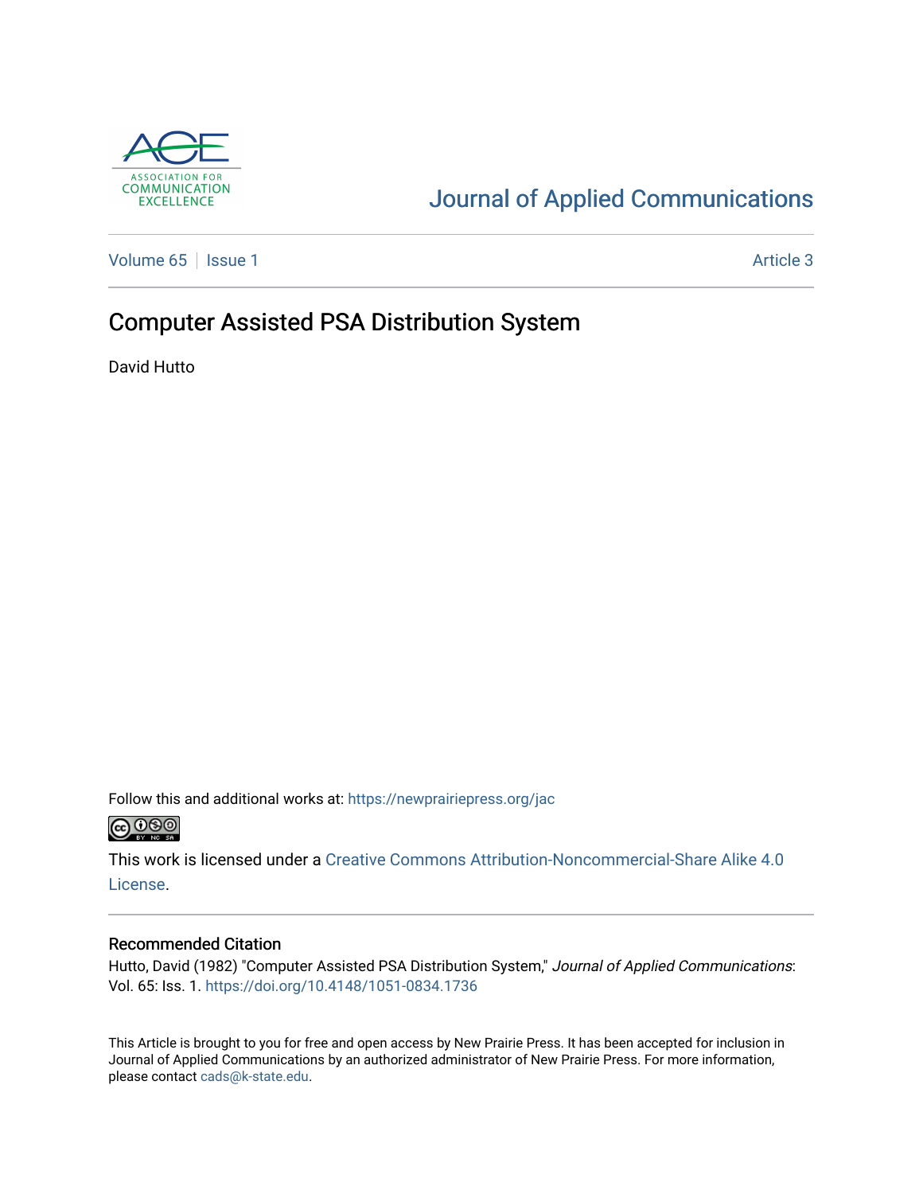Journal of Applied Communications

Volume 65 | Issue 1 | Article 3

# Computer Assisted PSA Distribution System

David Hutto

Follow this and additional works at: https://newprairiepress.org/jac

This work is licensed under a Creative Commons Attribution-Noncommercial-Share Alike 4.0 License.

## Recommended Citation

Hutto, David (1982) "Computer Assisted PSA Distribution System," *Journal of Applied Communications*: Vol. 65: Iss. 1. https://doi.org/10.4148/1051-0834.1736

This Article is brought to you for free and open access by New Prairie Press. It has been accepted for inclusion in Journal of Applied Communications by an authorized administrator of New Prairie Press. For more information, please contact cads@k-state.edu.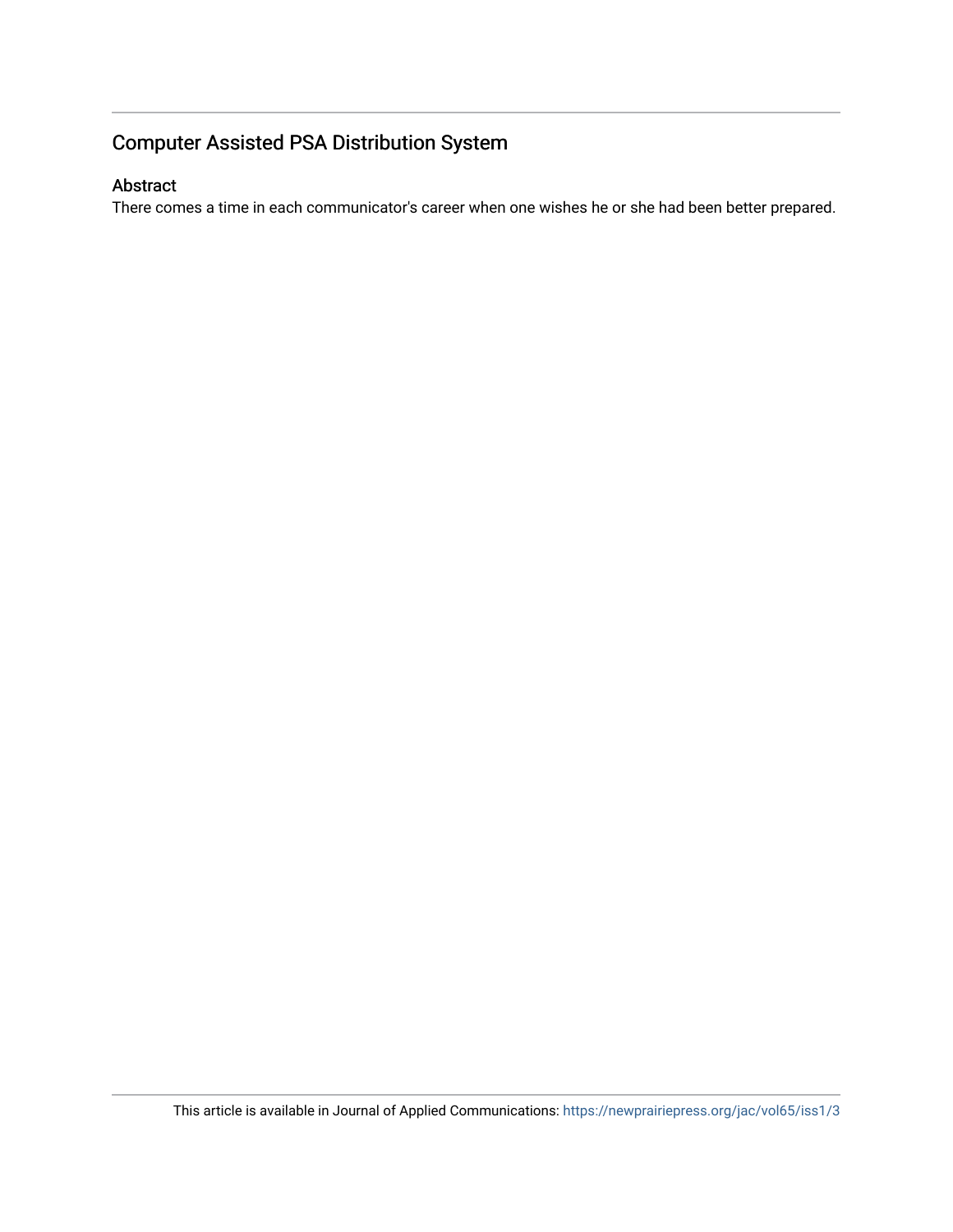## Computer Assisted PSA Distribution System

### Abstract

There comes a time in each communicator's career when one wishes he or she had been better prepared.

This article is available in Journal of Applied Communications: https://newprairiepress.org/jac/vol65/iss1/3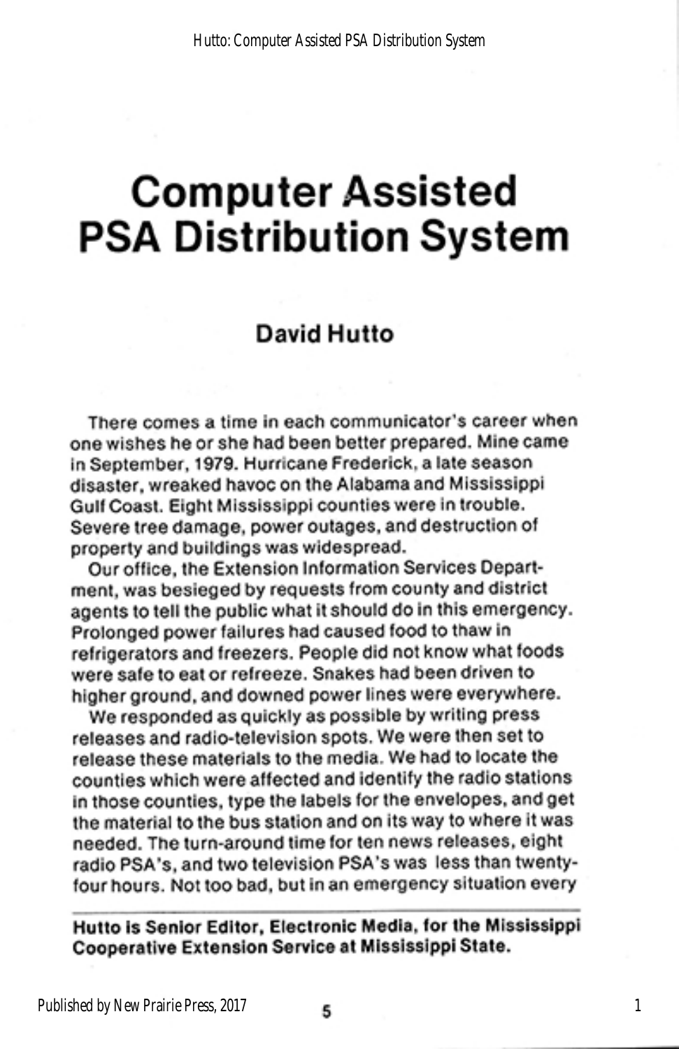# Computer Assisted PSA Distribution System

## David Hutto

There comes a time in each communicator's career when one wishes he or she had been better prepared. Mine came in September, 1979. Hurricane Frederick, a late season disaster, wreaked havoc on the Alabama and Mississippi Gulf Coast. Eight Mississippi counties were in trouble. Severe tree damage, power outages, and destruction of property and buildings was widespread.

Our office, the Extension Information Services Department, was besieged by requests from county and district agents to tell the public what it should do in this emergency. Prolonged power failures had caused food to thaw in refrigerators and freezers. People did not know what foods were safe to eat or refreeze. Snakes had been driven to higher ground, and downed power lines were everywhere.

We responded as quickly as possible by writing press releases and radio-television spots. We were then set to release these materials to the media. We had to locate the counties which were affected and identify the radio stations in those counties, type the labels for the envelopes, and get the material to the bus station and on its way to where it was needed. The turn-around time for ten news releases, eight radio PSA's, and two television PSA's was less than twenty-four hours. Not too bad, but in an emergency situation every

---

**Hutto is Senior Editor, Electronic Media, for the Mississippi Cooperative Extension Service at Mississippi State.**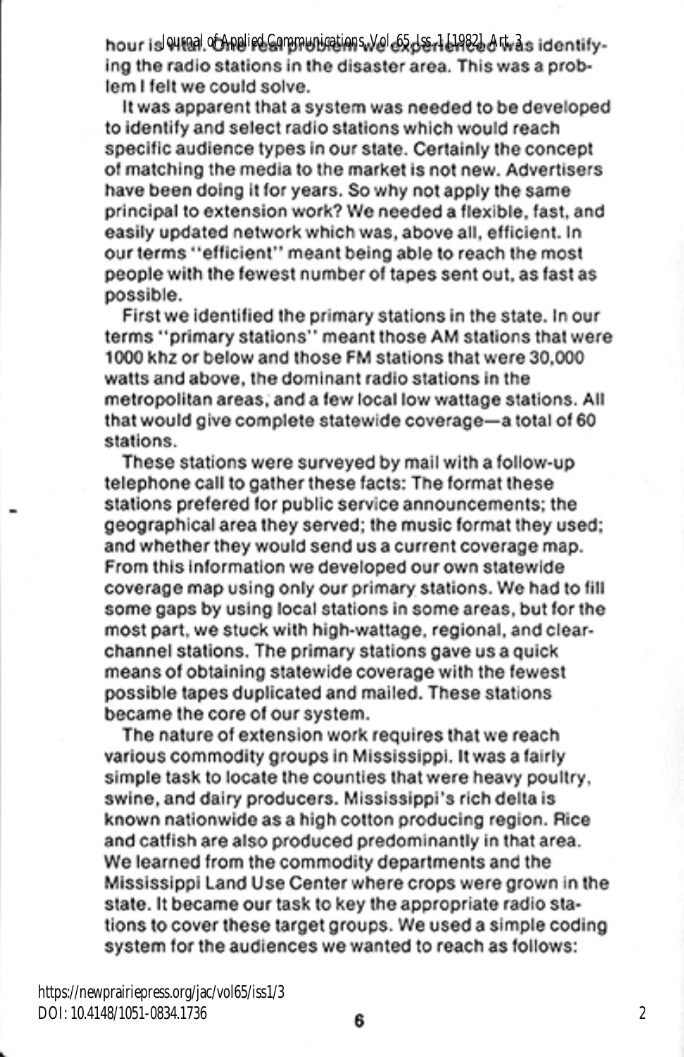hour is vital. One real problem we experienced was identifying the radio stations in the disaster area. This was a problem I felt we could solve.

It was apparent that a system was needed to be developed to identify and select radio stations which would reach specific audience types in our state. Certainly the concept of matching the media to the market is not new. Advertisers have been doing it for years. So why not apply the same principal to extension work? We needed a flexible, fast, and easily updated network which was, above all, efficient. In our terms "efficient" meant being able to reach the most people with the fewest number of tapes sent out, as fast as possible.

First we identified the primary stations in the state. In our terms "primary stations" meant those AM stations that were 1000 khz or below and those FM stations that were 30,000 watts and above, the dominant radio stations in the metropolitan areas, and a few local low wattage stations. All that would give complete statewide coverage—a total of 60 stations.

These stations were surveyed by mail with a follow-up telephone call to gather these facts: The format these stations prefered for public service announcements; the geographical area they served; the music format they used; and whether they would send us a current coverage map. From this information we developed our own statewide coverage map using only our primary stations. We had to fill some gaps by using local stations in some areas, but for the most part, we stuck with high-wattage, regional, and clear-channel stations. The primary stations gave us a quick means of obtaining statewide coverage with the fewest possible tapes duplicated and mailed. These stations became the core of our system.

The nature of extension work requires that we reach various commodity groups in Mississippi. It was a fairly simple task to locate the counties that were heavy poultry, swine, and dairy producers. Mississippi's rich delta is known nationwide as a high cotton producing region. Rice and catfish are also produced predominantly in that area. We learned from the commodity departments and the Mississippi Land Use Center where crops were grown in the state. It became our task to key the appropriate radio stations to cover these target groups. We used a simple coding system for the audiences we wanted to reach as follows: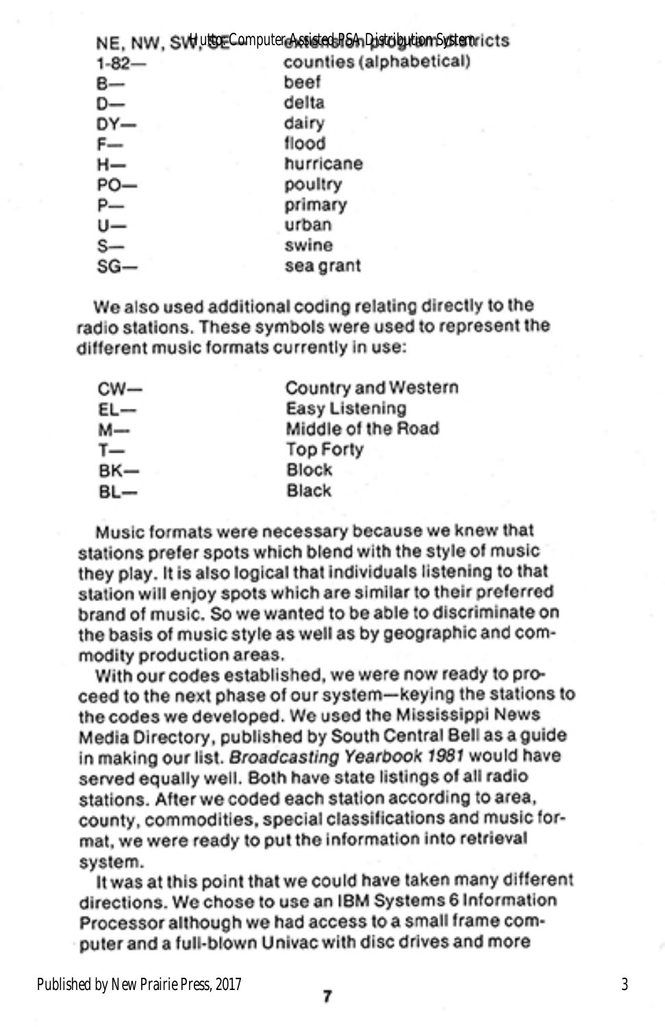| | |
|---|---|
| NE, NW, SW, SE— | extension program districts |
| 1-82— | counties (alphabetical) |
| B— | beef |
| D— | delta |
| DY— | dairy |
| F— | flood |
| H— | hurricane |
| PO— | poultry |
| P— | primary |
| U— | urban |
| S— | swine |
| SG— | sea grant |

We also used additional coding relating directly to the radio stations. These symbols were used to represent the different music formats currently in use:

| | |
|---|---|
| CW— | Country and Western |
| EL— | Easy Listening |
| M— | Middle of the Road |
| T— | Top Forty |
| BK— | Block |
| BL— | Black |

Music formats were necessary because we knew that stations prefer spots which blend with the style of music they play. It is also logical that individuals listening to that station will enjoy spots which are similar to their preferred brand of music. So we wanted to be able to discriminate on the basis of music style as well as by geographic and commodity production areas.

With our codes established, we were now ready to proceed to the next phase of our system—keying the stations to the codes we developed. We used the Mississippi News Media Directory, published by South Central Bell as a guide in making our list. *Broadcasting Yearbook 1981* would have served equally well. Both have state listings of all radio stations. After we coded each station according to area, county, commodities, special classifications and music format, we were ready to put the information into retrieval system.

It was at this point that we could have taken many different directions. We chose to use an IBM Systems 6 Information Processor although we had access to a small frame computer and a full-blown Univac with disc drives and more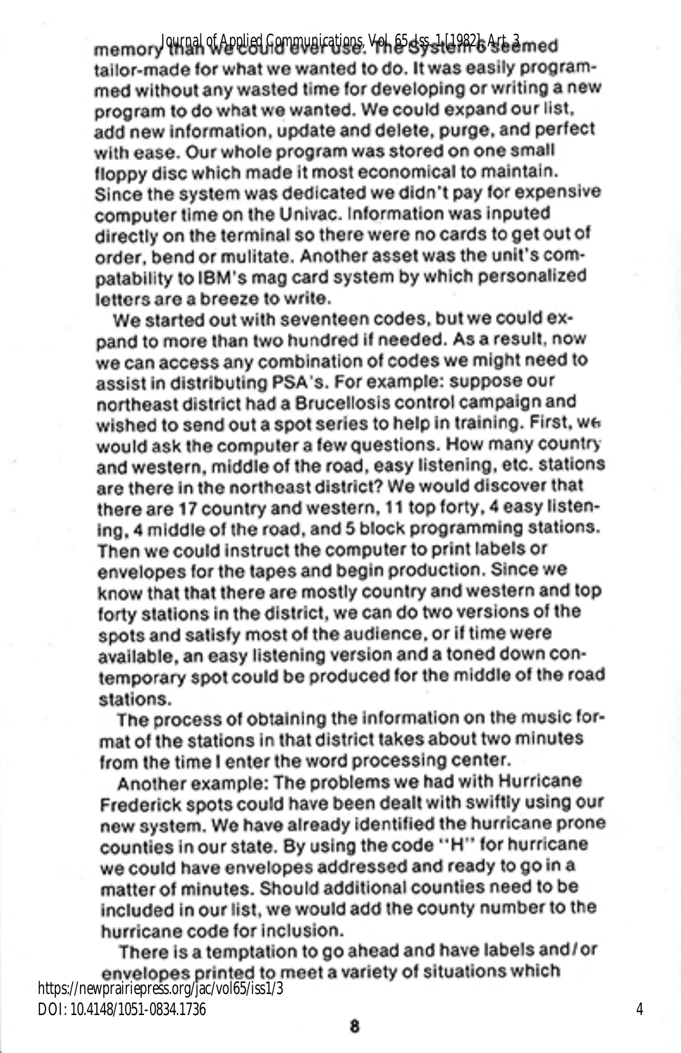memory than we could ever use. The System 6 seemed tailor-made for what we wanted to do. It was easily programmed without any wasted time for developing or writing a new program to do what we wanted. We could expand our list, add new information, update and delete, purge, and perfect with ease. Our whole program was stored on one small floppy disc which made it most economical to maintain. Since the system was dedicated we didn't pay for expensive computer time on the Univac. Information was inputed directly on the terminal so there were no cards to get out of order, bend or mulitate. Another asset was the unit's compatability to IBM's mag card system by which personalized letters are a breeze to write.

We started out with seventeen codes, but we could expand to more than two hundred if needed. As a result, now we can access any combination of codes we might need to assist in distributing PSA's. For example: suppose our northeast district had a Brucellosis control campaign and wished to send out a spot series to help in training. First, we would ask the computer a few questions. How many country and western, middle of the road, easy listening, etc. stations are there in the northeast district? We would discover that there are 17 country and western, 11 top forty, 4 easy listening, 4 middle of the road, and 5 block programming stations. Then we could instruct the computer to print labels or envelopes for the tapes and begin production. Since we know that that there are mostly country and western and top forty stations in the district, we can do two versions of the spots and satisfy most of the audience, or if time were available, an easy listening version and a toned down contemporary spot could be produced for the middle of the road stations.

The process of obtaining the information on the music format of the stations in that district takes about two minutes from the time I enter the word processing center.

Another example: The problems we had with Hurricane Frederick spots could have been dealt with swiftly using our new system. We have already identified the hurricane prone counties in our state. By using the code "H" for hurricane we could have envelopes addressed and ready to go in a matter of minutes. Should additional counties need to be included in our list, we would add the county number to the hurricane code for inclusion.

There is a temptation to go ahead and have labels and/or envelopes printed to meet a variety of situations which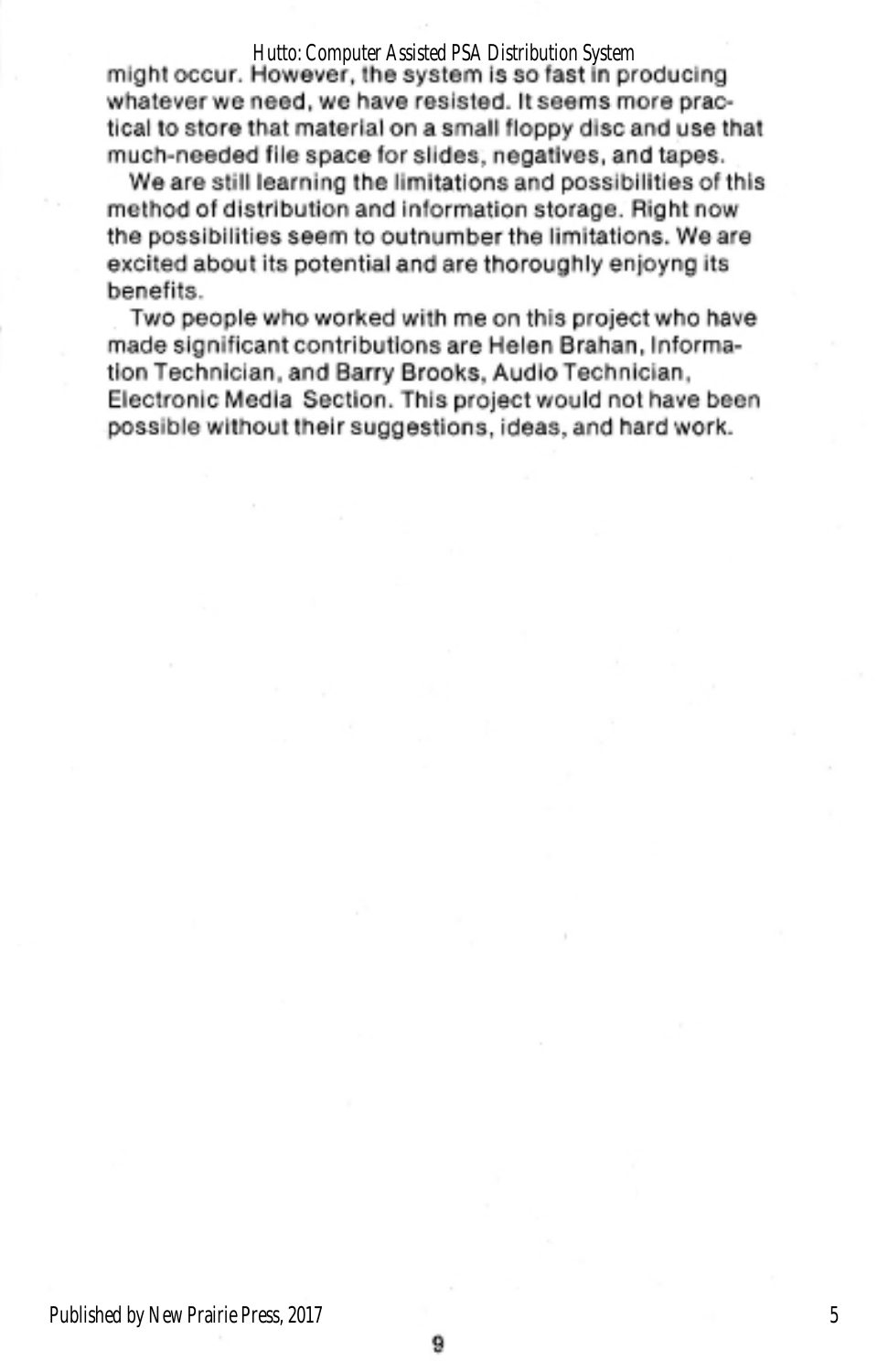might occur. However, the system is so fast in producing whatever we need, we have resisted. It seems more practical to store that material on a small floppy disc and use that much-needed file space for slides, negatives, and tapes.

We are still learning the limitations and possibilities of this method of distribution and information storage. Right now the possibilities seem to outnumber the limitations. We are excited about its potential and are thoroughly enjoyng its benefits.

Two people who worked with me on this project who have made significant contributions are Helen Brahan, Information Technician, and Barry Brooks, Audio Technician, Electronic Media Section. This project would not have been possible without their suggestions, ideas, and hard work.